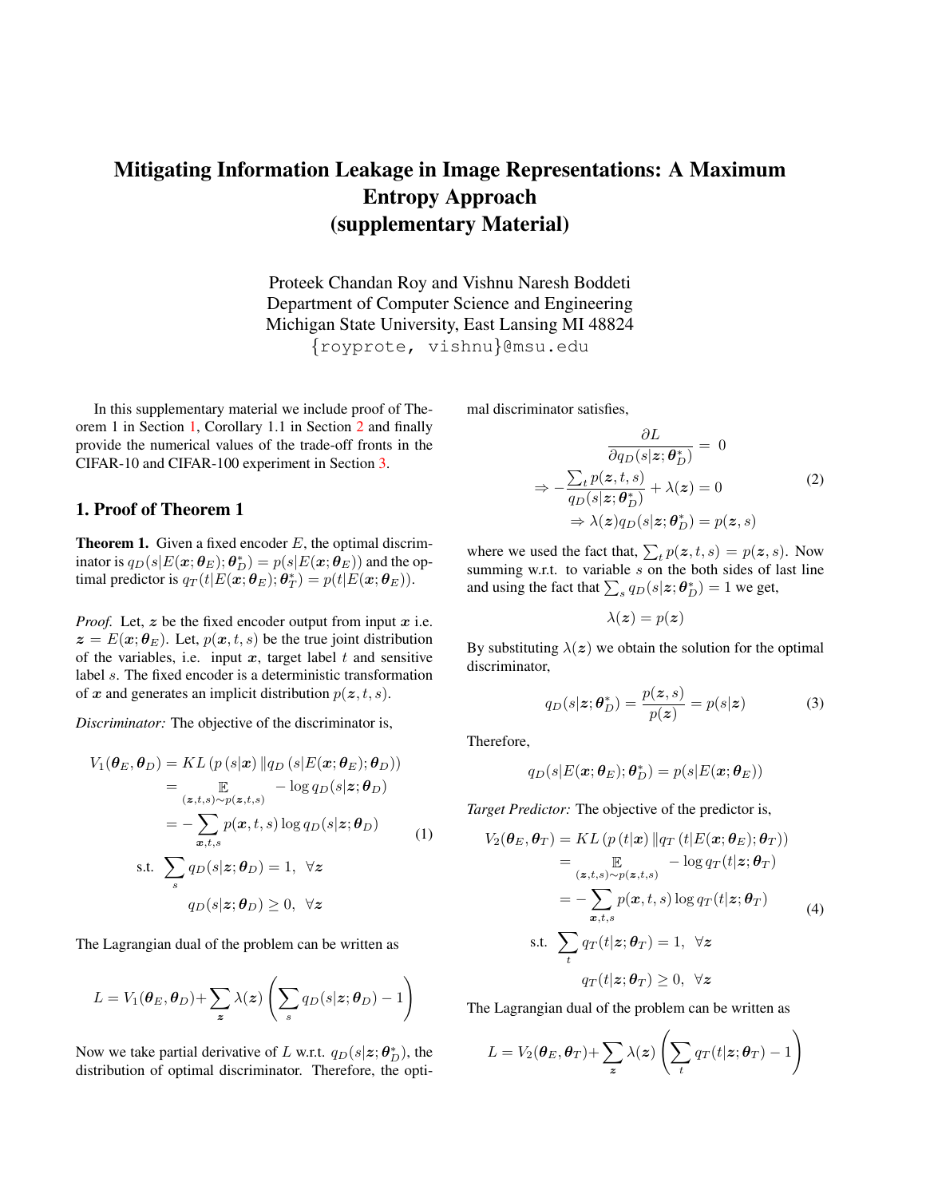# Mitigating Information Leakage in Image Representations: A Maximum Entropy Approach (supplementary Material)

Proteek Chandan Roy and Vishnu Naresh Boddeti
Department of Computer Science and Engineering
Michigan State University, East Lansing MI 48824
{royprote, vishnu}@msu.edu

In this supplementary material we include proof of Theorem 1 in Section 1, Corollary 1.1 in Section 2 and finally provide the numerical values of the trade-off fronts in the CIFAR-10 and CIFAR-100 experiment in Section 3.

## 1. Proof of Theorem 1

**Theorem 1.** Given a fixed encoder $E$, the optimal discriminator is $q_D(s|E(\boldsymbol{x};\boldsymbol{\theta}_E);\boldsymbol{\theta}_D^*) = p(s|E(\boldsymbol{x};\boldsymbol{\theta}_E))$ and the optimal predictor is $q_T(t|E(\boldsymbol{x};\boldsymbol{\theta}_E);\boldsymbol{\theta}_T^*) = p(t|E(\boldsymbol{x};\boldsymbol{\theta}_E))$.

*Proof.* Let, $\boldsymbol{z}$ be the fixed encoder output from input $\boldsymbol{x}$ i.e. $\boldsymbol{z} = E(\boldsymbol{x};\boldsymbol{\theta}_E)$. Let, $p(\boldsymbol{x},t,s)$ be the true joint distribution of the variables, i.e. input $\boldsymbol{x}$, target label $t$ and sensitive label $s$. The fixed encoder is a deterministic transformation of $\boldsymbol{x}$ and generates an implicit distribution $p(\boldsymbol{z},t,s)$.

*Discriminator:* The objective of the discriminator is,

$$
\begin{aligned}
V_1(\boldsymbol{\theta}_E,\boldsymbol{\theta}_D) &= KL\left(p\left(s|\boldsymbol{x}\right)\|q_D\left(s|E(\boldsymbol{x};\boldsymbol{\theta}_E);\boldsymbol{\theta}_D\right)\right) \\
&= \mathop{\mathbb{E}}_{(\boldsymbol{z},t,s)\sim p(\boldsymbol{z},t,s)} -\log q_D(s|\boldsymbol{z};\boldsymbol{\theta}_D) \\
&= -\sum_{\boldsymbol{x},t,s} p(\boldsymbol{x},t,s)\log q_D(s|\boldsymbol{z};\boldsymbol{\theta}_D) \\
\text{s.t. } & \sum_s q_D(s|\boldsymbol{z};\boldsymbol{\theta}_D) = 1, \ \ \forall \boldsymbol{z} \\
& q_D(s|\boldsymbol{z};\boldsymbol{\theta}_D) \geq 0, \ \ \forall \boldsymbol{z}
\end{aligned}
\tag{1}
$$

The Lagrangian dual of the problem can be written as

$$
L = V_1(\boldsymbol{\theta}_E,\boldsymbol{\theta}_D) + \sum_{\boldsymbol{z}} \lambda(\boldsymbol{z})\left(\sum_s q_D(s|\boldsymbol{z};\boldsymbol{\theta}_D) - 1\right)
$$

Now we take partial derivative of $L$ w.r.t. $q_D(s|\boldsymbol{z};\boldsymbol{\theta}_D^*)$, the distribution of optimal discriminator. Therefore, the optimal discriminator satisfies,

$$
\begin{aligned}
\frac{\partial L}{\partial q_D(s|\boldsymbol{z};\boldsymbol{\theta}_D^*)} &= 0 \\
\Rightarrow -\frac{\sum_t p(\boldsymbol{z},t,s)}{q_D(s|\boldsymbol{z};\boldsymbol{\theta}_D^*)} + \lambda(\boldsymbol{z}) &= 0 \\
\Rightarrow \lambda(\boldsymbol{z})q_D(s|\boldsymbol{z};\boldsymbol{\theta}_D^*) &= p(\boldsymbol{z},s)
\end{aligned}
\tag{2}
$$

where we used the fact that, $\sum_t p(\boldsymbol{z},t,s) = p(\boldsymbol{z},s)$. Now summing w.r.t. to variable $s$ on the both sides of last line and using the fact that $\sum_s q_D(s|\boldsymbol{z};\boldsymbol{\theta}_D^*) = 1$ we get,

$$
\lambda(\boldsymbol{z}) = p(\boldsymbol{z})
$$

By substituting $\lambda(\boldsymbol{z})$ we obtain the solution for the optimal discriminator,

$$
q_D(s|\boldsymbol{z};\boldsymbol{\theta}_D^*) = \frac{p(\boldsymbol{z},s)}{p(\boldsymbol{z})} = p(s|\boldsymbol{z}) \tag{3}
$$

Therefore,

$$
q_D(s|E(\boldsymbol{x};\boldsymbol{\theta}_E);\boldsymbol{\theta}_D^*) = p(s|E(\boldsymbol{x};\boldsymbol{\theta}_E))
$$

*Target Predictor:* The objective of the predictor is,

$$
\begin{aligned}
V_2(\boldsymbol{\theta}_E,\boldsymbol{\theta}_T) &= KL\left(p\left(t|\boldsymbol{x}\right)\|q_T\left(t|E(\boldsymbol{x};\boldsymbol{\theta}_E);\boldsymbol{\theta}_T\right)\right) \\
&= \mathop{\mathbb{E}}_{(\boldsymbol{z},t,s)\sim p(\boldsymbol{z},t,s)} -\log q_T(t|\boldsymbol{z};\boldsymbol{\theta}_T) \\
&= -\sum_{\boldsymbol{x},t,s} p(\boldsymbol{x},t,s)\log q_T(t|\boldsymbol{z};\boldsymbol{\theta}_T) \\
\text{s.t. } & \sum_t q_T(t|\boldsymbol{z};\boldsymbol{\theta}_T) = 1, \ \ \forall \boldsymbol{z} \\
& q_T(t|\boldsymbol{z};\boldsymbol{\theta}_T) \geq 0, \ \ \forall \boldsymbol{z}
\end{aligned}
\tag{4}
$$

The Lagrangian dual of the problem can be written as

$$
L = V_2(\boldsymbol{\theta}_E,\boldsymbol{\theta}_T) + \sum_{\boldsymbol{z}} \lambda(\boldsymbol{z})\left(\sum_t q_T(t|\boldsymbol{z};\boldsymbol{\theta}_T) - 1\right)
$$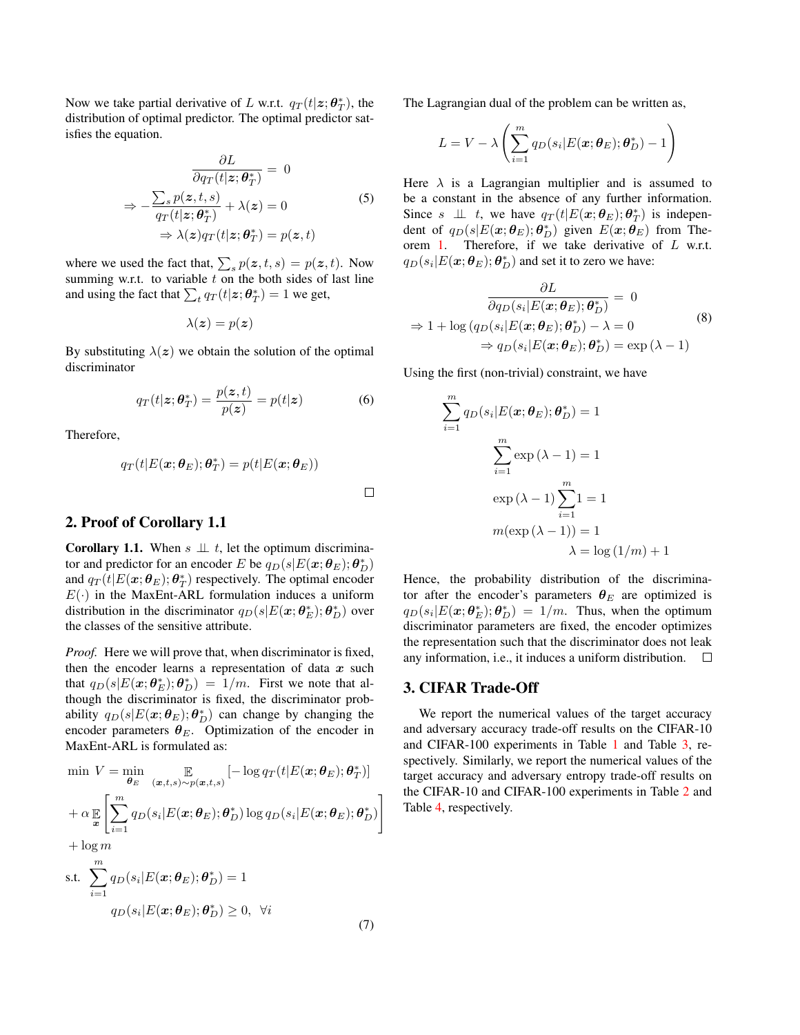Now we take partial derivative of $L$ w.r.t. $q_T(t|\boldsymbol{z};\boldsymbol{\theta}_T^*)$, the distribution of optimal predictor. The optimal predictor satisfies the equation.

$$
\begin{aligned}
\frac{\partial L}{\partial q_T(t|\boldsymbol{z};\boldsymbol{\theta}_T^*)} &= 0 \\
\Rightarrow -\frac{\sum_s p(\boldsymbol{z},t,s)}{q_T(t|\boldsymbol{z};\boldsymbol{\theta}_T^*)} + \lambda(\boldsymbol{z}) &= 0 \\
\Rightarrow \lambda(\boldsymbol{z}) q_T(t|\boldsymbol{z};\boldsymbol{\theta}_T^*) &= p(\boldsymbol{z},t)
\end{aligned}
\tag{5}
$$

where we used the fact that, $\sum_s p(\boldsymbol{z},t,s) = p(\boldsymbol{z},t)$. Now summing w.r.t. to variable $t$ on the both sides of last line and using the fact that $\sum_t q_T(t|\boldsymbol{z};\boldsymbol{\theta}_T^*) = 1$ we get,

$$
\lambda(\boldsymbol{z}) = p(\boldsymbol{z})
$$

By substituting $\lambda(\boldsymbol{z})$ we obtain the solution of the optimal discriminator

$$
q_T(t|\boldsymbol{z};\boldsymbol{\theta}_T^*) = \frac{p(\boldsymbol{z},t)}{p(\boldsymbol{z})} = p(t|\boldsymbol{z}) \tag{6}
$$

Therefore,

$$
q_T(t|E(\boldsymbol{x};\boldsymbol{\theta}_E);\boldsymbol{\theta}_T^*) = p(t|E(\boldsymbol{x};\boldsymbol{\theta}_E))
$$

□

## 2. Proof of Corollary 1.1

**Corollary 1.1.** When $s \perp\!\!\!\perp t$, let the optimum discriminator and predictor for an encoder $E$ be $q_D(s|E(\boldsymbol{x};\boldsymbol{\theta}_E);\boldsymbol{\theta}_D^*)$ and $q_T(t|E(\boldsymbol{x};\boldsymbol{\theta}_E);\boldsymbol{\theta}_T^*)$ respectively. The optimal encoder $E(\cdot)$ in the MaxEnt-ARL formulation induces a uniform distribution in the discriminator $q_D(s|E(\boldsymbol{x};\boldsymbol{\theta}_E^*);\boldsymbol{\theta}_D^*)$ over the classes of the sensitive attribute.

*Proof.* Here we will prove that, when discriminator is fixed, then the encoder learns a representation of data $\boldsymbol{x}$ such that $q_D(s|E(\boldsymbol{x};\boldsymbol{\theta}_E^*);\boldsymbol{\theta}_D^*) = 1/m$. First we note that although the discriminator is fixed, the discriminator probability $q_D(s|E(\boldsymbol{x};\boldsymbol{\theta}_E);\boldsymbol{\theta}_D^*)$ can change by changing the encoder parameters $\boldsymbol{\theta}_E$. Optimization of the encoder in MaxEnt-ARL is formulated as:

$$
\begin{aligned}
\min\ V = \min_{\boldsymbol{\theta}_E} & \mathop{\mathbb{E}}_{(\boldsymbol{x},t,s)\sim p(\boldsymbol{x},t,s)} \left[-\log q_T(t|E(\boldsymbol{x};\boldsymbol{\theta}_E);\boldsymbol{\theta}_T^*)\right] \\
&+ \alpha \mathop{\mathbb{E}}_{\boldsymbol{x}} \left[\sum_{i=1}^{m} q_D(s_i|E(\boldsymbol{x};\boldsymbol{\theta}_E);\boldsymbol{\theta}_D^*) \log q_D(s_i|E(\boldsymbol{x};\boldsymbol{\theta}_E);\boldsymbol{\theta}_D^*)\right] \\
&+ \log m \\
\text{s.t.} \ & \sum_{i=1}^{m} q_D(s_i|E(\boldsymbol{x};\boldsymbol{\theta}_E);\boldsymbol{\theta}_D^*) = 1 \\
& q_D(s_i|E(\boldsymbol{x};\boldsymbol{\theta}_E);\boldsymbol{\theta}_D^*) \geq 0, \ \ \forall i
\end{aligned}
\tag{7}
$$

The Lagrangian dual of the problem can be written as,

$$
L = V - \lambda \left( \sum_{i=1}^{m} q_D(s_i|E(\boldsymbol{x};\boldsymbol{\theta}_E);\boldsymbol{\theta}_D^*) - 1 \right)
$$

Here $\lambda$ is a Lagrangian multiplier and is assumed to be a constant in the absence of any further information. Since $s \perp\!\!\!\perp t$, we have $q_T(t|E(\boldsymbol{x};\boldsymbol{\theta}_E);\boldsymbol{\theta}_T^*)$ is independent of $q_D(s|E(\boldsymbol{x};\boldsymbol{\theta}_E);\boldsymbol{\theta}_D^*)$ given $E(\boldsymbol{x};\boldsymbol{\theta}_E)$ from Theorem 1. Therefore, if we take derivative of $L$ w.r.t. $q_D(s_i|E(\boldsymbol{x};\boldsymbol{\theta}_E);\boldsymbol{\theta}_D^*)$ and set it to zero we have:

$$
\begin{aligned}
\frac{\partial L}{\partial q_D(s_i|E(\boldsymbol{x};\boldsymbol{\theta}_E);\boldsymbol{\theta}_D^*)} &= 0 \\
\Rightarrow 1 + \log\left(q_D(s_i|E(\boldsymbol{x};\boldsymbol{\theta}_E);\boldsymbol{\theta}_D^*\right) - \lambda &= 0 \\
\Rightarrow q_D(s_i|E(\boldsymbol{x};\boldsymbol{\theta}_E);\boldsymbol{\theta}_D^*) &= \exp\left(\lambda - 1\right)
\end{aligned}
\tag{8}
$$

Using the first (non-trivial) constraint, we have

$$
\begin{aligned}
\sum_{i=1}^{m} q_D(s_i|E(\boldsymbol{x};\boldsymbol{\theta}_E);\boldsymbol{\theta}_D^*) &= 1 \\
\sum_{i=1}^{m} \exp\left(\lambda - 1\right) &= 1 \\
\exp\left(\lambda - 1\right) \sum_{i=1}^{m} 1 &= 1 \\
m(\exp\left(\lambda - 1\right)) &= 1 \\
\lambda &= \log\left(1/m\right) + 1
\end{aligned}
$$

Hence, the probability distribution of the discriminator after the encoder's parameters $\boldsymbol{\theta}_E$ are optimized is $q_D(s_i|E(\boldsymbol{x};\boldsymbol{\theta}_E^*);\boldsymbol{\theta}_D^*) = 1/m$. Thus, when the optimum discriminator parameters are fixed, the encoder optimizes the representation such that the discriminator does not leak any information, i.e., it induces a uniform distribution. □

## 3. CIFAR Trade-Off

We report the numerical values of the target accuracy and adversary accuracy trade-off results on the CIFAR-10 and CIFAR-100 experiments in Table 1 and Table 3, respectively. Similarly, we report the numerical values of the target accuracy and adversary entropy trade-off results on the CIFAR-10 and CIFAR-100 experiments in Table 2 and Table 4, respectively.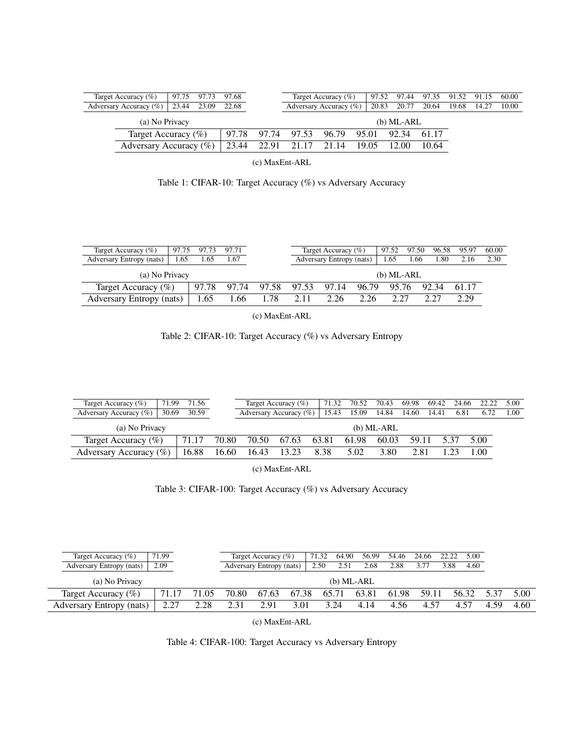| Target Accuracy (%) | 97.75 | 97.73 | 97.68 |
|---|---|---|---|
| Adversary Accuracy (%) | 23.44 | 23.09 | 22.68 |

(a) No Privacy

| Target Accuracy (%) | 97.52 | 97.44 | 97.35 | 91.52 | 91.15 | 60.00 |
|---|---|---|---|---|---|---|
| Adversary Accuracy (%) | 20.83 | 20.77 | 20.64 | 19.68 | 14.27 | 10.00 |

(b) ML-ARL

| Target Accuracy (%) | 97.78 | 97.74 | 97.53 | 96.79 | 95.01 | 92.34 | 61.17 |
|---|---|---|---|---|---|---|---|
| Adversary Accuracy (%) | 23.44 | 22.91 | 21.17 | 21.14 | 19.05 | 12.00 | 10.64 |

(c) MaxEnt-ARL

Table 1: CIFAR-10: Target Accuracy (%) vs Adversary Accuracy

| Target Accuracy (%) | 97.75 | 97.73 | 97.71 |
|---|---|---|---|
| Adversary Entropy (nats) | 1.65 | 1.65 | 1.67 |

(a) No Privacy

| Target Accuracy (%) | 97.52 | 97.50 | 96.58 | 95.97 | 60.00 |
|---|---|---|---|---|---|
| Adversary Entropy (nats) | 1.65 | 1.66 | 1.80 | 2.16 | 2.30 |

(b) ML-ARL

| Target Accuracy (%) | 97.78 | 97.74 | 97.58 | 97.53 | 97.14 | 96.79 | 95.76 | 92.34 | 61.17 |
|---|---|---|---|---|---|---|---|---|---|
| Adversary Entropy (nats) | 1.65 | 1.66 | 1.78 | 2.11 | 2.26 | 2.26 | 2.27 | 2.27 | 2.29 |

(c) MaxEnt-ARL

Table 2: CIFAR-10: Target Accuracy (%) vs Adversary Entropy

| Target Accuracy (%) | 71.99 | 71.56 |
|---|---|---|
| Adversary Accuracy (%) | 30.69 | 30.59 |

(a) No Privacy

| Target Accuracy (%) | 71.32 | 70.52 | 70.43 | 69.98 | 69.42 | 24.66 | 22.22 | 5.00 |
|---|---|---|---|---|---|---|---|---|
| Adversary Accuracy (%) | 15.43 | 15.09 | 14.84 | 14.60 | 14.41 | 6.81 | 6.72 | 1.00 |

(b) ML-ARL

| Target Accuracy (%) | 71.17 | 70.80 | 70.50 | 67.63 | 63.81 | 61.98 | 60.03 | 59.11 | 5.37 | 5.00 |
|---|---|---|---|---|---|---|---|---|---|---|
| Adversary Accuracy (%) | 16.88 | 16.60 | 16.43 | 13.23 | 8.38 | 5.02 | 3.80 | 2.81 | 1.23 | 1.00 |

(c) MaxEnt-ARL

Table 3: CIFAR-100: Target Accuracy (%) vs Adversary Accuracy

| Target Accuracy (%) | 71.99 |
|---|---|
| Adversary Entropy (nats) | 2.09 |

(a) No Privacy

| Target Accuracy (%) | 71.32 | 64.90 | 56.99 | 54.46 | 24.66 | 22.22 | 5.00 |
|---|---|---|---|---|---|---|---|
| Adversary Entropy (nats) | 2.50 | 2.51 | 2.68 | 2.88 | 3.77 | 3.88 | 4.60 |

(b) ML-ARL

| Target Accuracy (%) | 71.17 | 71.05 | 70.80 | 67.63 | 67.38 | 65.71 | 63.81 | 61.98 | 59.11 | 56.32 | 5.37 | 5.00 |
|---|---|---|---|---|---|---|---|---|---|---|---|---|
| Adversary Entropy (nats) | 2.27 | 2.28 | 2.31 | 2.91 | 3.01 | 3.24 | 4.14 | 4.56 | 4.57 | 4.57 | 4.59 | 4.60 |

(c) MaxEnt-ARL

Table 4: CIFAR-100: Target Accuracy vs Adversary Entropy